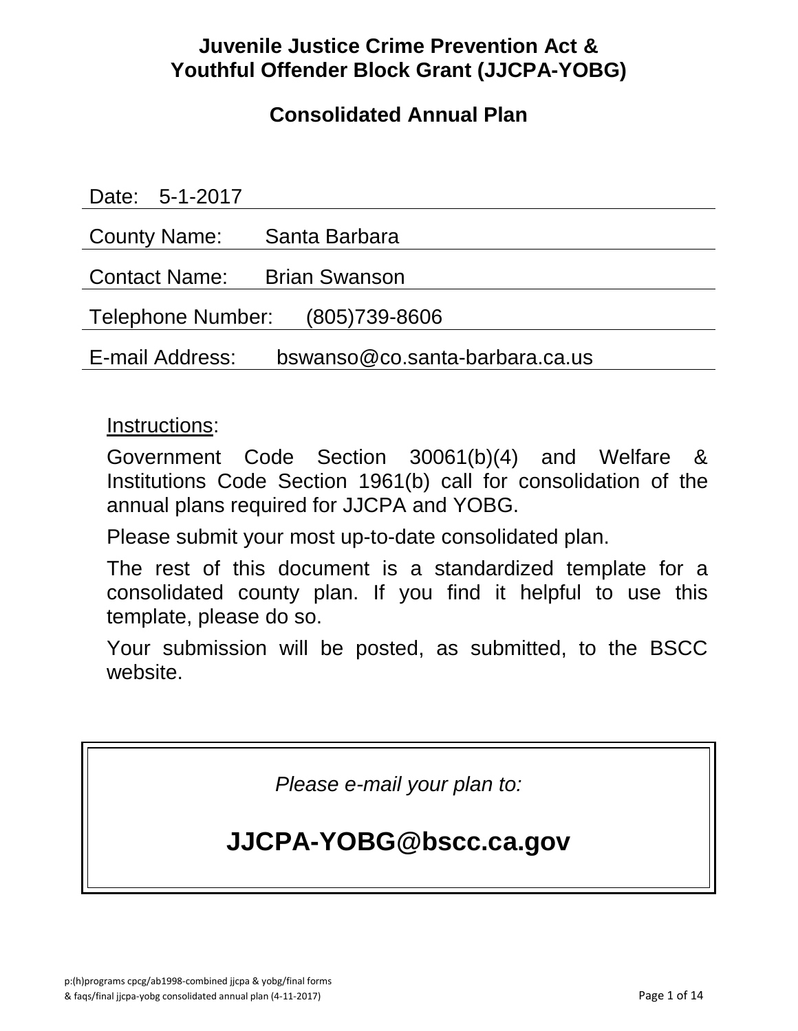# Juvenile Justice Crime Prevention Act & Youthful Offender Block Grant (JJCPA-YOBG)

## Consolidated Annual Plan

Date: 5-1-2017

County Name: Santa Barbara

Contact Name: Brian Swanson

Telephone Number: (805)739-8606

E-mail Address: bswanso@co.santa-barbara.ca.us

Instructions:

Government Code Section 30061(b)(4) and Welfare & Institutions Code Section 1961(b) call for consolidation of the annual plans required for JJCPA and YOBG.

Please submit your most up-to-date consolidated plan.

The rest of this document is a standardized template for a consolidated county plan. If you find it helpful to use this template, please do so.

Your submission will be posted, as submitted, to the BSCC website.

*Please e-mail your plan to:*

**JJCPA-YOBG@bscc.ca.gov**

p:(h)programs cpcg/ab1998-combined jjcpa & yobg/final forms & faqs/final jjcpa-yobg consolidated annual plan (4-11-2017)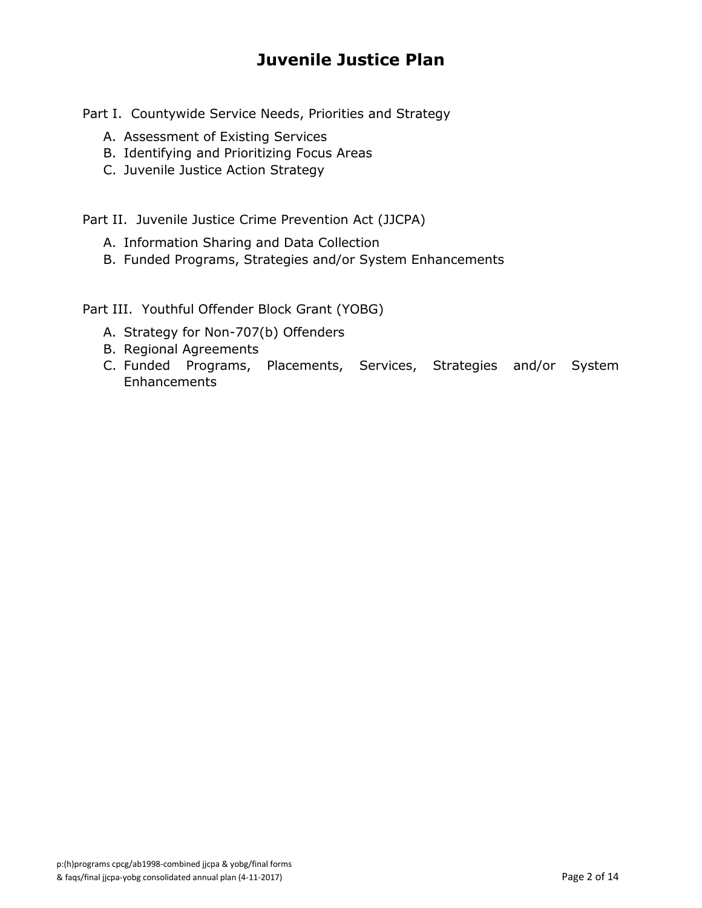# Juvenile Justice Plan

Part I. Countywide Service Needs, Priorities and Strategy

A. Assessment of Existing Services
B. Identifying and Prioritizing Focus Areas
C. Juvenile Justice Action Strategy

Part II. Juvenile Justice Crime Prevention Act (JJCPA)

A. Information Sharing and Data Collection
B. Funded Programs, Strategies and/or System Enhancements

Part III. Youthful Offender Block Grant (YOBG)

A. Strategy for Non-707(b) Offenders
B. Regional Agreements
C. Funded Programs, Placements, Services, Strategies and/or System Enhancements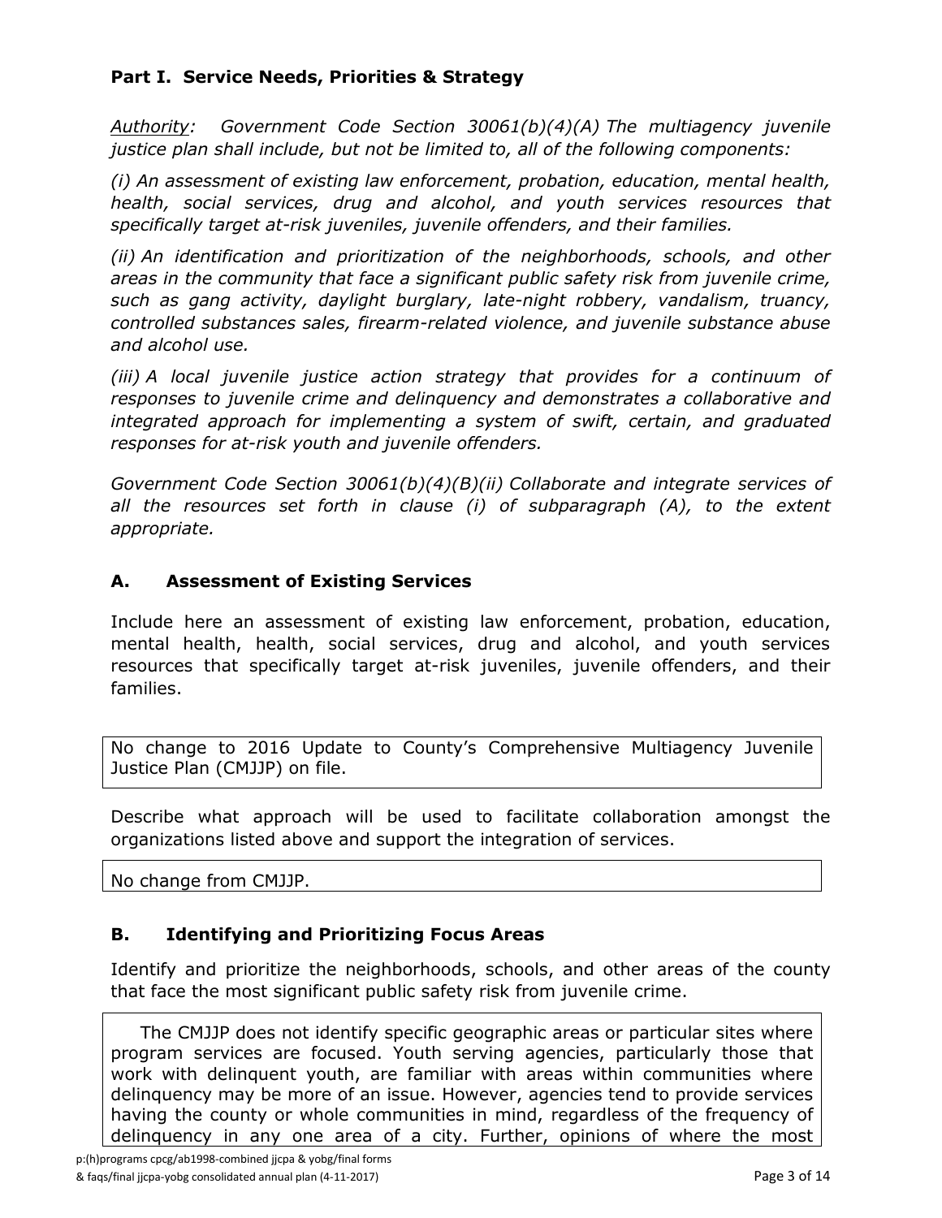### Part I. Service Needs, Priorities & Strategy

*Authority: Government Code Section 30061(b)(4)(A) The multiagency juvenile justice plan shall include, but not be limited to, all of the following components:*

*(i) An assessment of existing law enforcement, probation, education, mental health, health, social services, drug and alcohol, and youth services resources that specifically target at-risk juveniles, juvenile offenders, and their families.*

*(ii) An identification and prioritization of the neighborhoods, schools, and other areas in the community that face a significant public safety risk from juvenile crime, such as gang activity, daylight burglary, late-night robbery, vandalism, truancy, controlled substances sales, firearm-related violence, and juvenile substance abuse and alcohol use.*

*(iii) A local juvenile justice action strategy that provides for a continuum of responses to juvenile crime and delinquency and demonstrates a collaborative and integrated approach for implementing a system of swift, certain, and graduated responses for at-risk youth and juvenile offenders.*

*Government Code Section 30061(b)(4)(B)(ii) Collaborate and integrate services of all the resources set forth in clause (i) of subparagraph (A), to the extent appropriate.*

### A. Assessment of Existing Services

Include here an assessment of existing law enforcement, probation, education, mental health, health, social services, drug and alcohol, and youth services resources that specifically target at-risk juveniles, juvenile offenders, and their families.

No change to 2016 Update to County's Comprehensive Multiagency Juvenile Justice Plan (CMJJP) on file.

Describe what approach will be used to facilitate collaboration amongst the organizations listed above and support the integration of services.

No change from CMJJP.

### B. Identifying and Prioritizing Focus Areas

Identify and prioritize the neighborhoods, schools, and other areas of the county that face the most significant public safety risk from juvenile crime.

The CMJJP does not identify specific geographic areas or particular sites where program services are focused. Youth serving agencies, particularly those that work with delinquent youth, are familiar with areas within communities where delinquency may be more of an issue. However, agencies tend to provide services having the county or whole communities in mind, regardless of the frequency of delinquency in any one area of a city. Further, opinions of where the most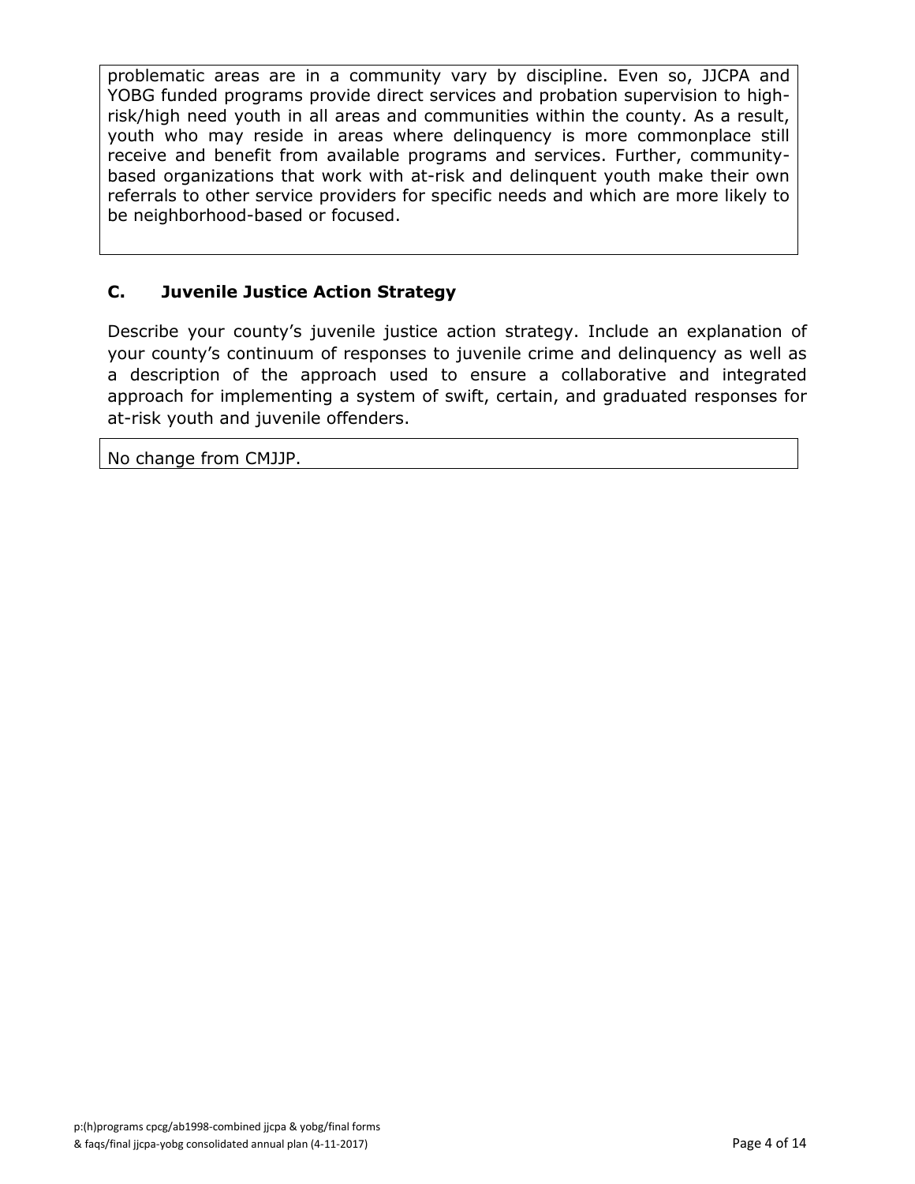problematic areas are in a community vary by discipline. Even so, JJCPA and YOBG funded programs provide direct services and probation supervision to high-risk/high need youth in all areas and communities within the county. As a result, youth who may reside in areas where delinquency is more commonplace still receive and benefit from available programs and services. Further, community-based organizations that work with at-risk and delinquent youth make their own referrals to other service providers for specific needs and which are more likely to be neighborhood-based or focused.

### C. Juvenile Justice Action Strategy

Describe your county's juvenile justice action strategy. Include an explanation of your county's continuum of responses to juvenile crime and delinquency as well as a description of the approach used to ensure a collaborative and integrated approach for implementing a system of swift, certain, and graduated responses for at-risk youth and juvenile offenders.

No change from CMJJP.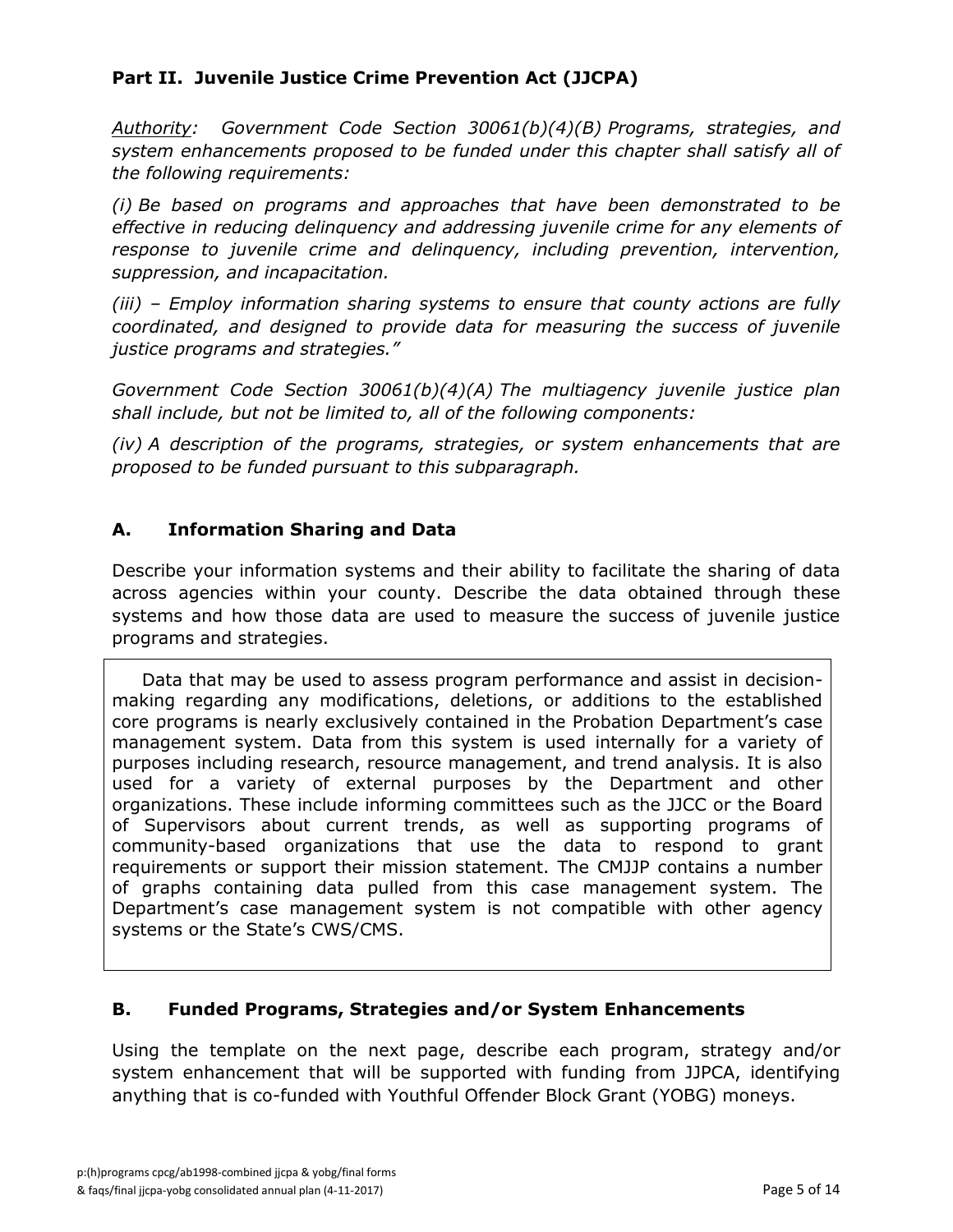## Part II. Juvenile Justice Crime Prevention Act (JJCPA)

*<u>Authority</u>: Government Code Section 30061(b)(4)(B) Programs, strategies, and system enhancements proposed to be funded under this chapter shall satisfy all of the following requirements:*

*(i) Be based on programs and approaches that have been demonstrated to be effective in reducing delinquency and addressing juvenile crime for any elements of response to juvenile crime and delinquency, including prevention, intervention, suppression, and incapacitation.*

*(iii) – Employ information sharing systems to ensure that county actions are fully coordinated, and designed to provide data for measuring the success of juvenile justice programs and strategies."*

*Government Code Section 30061(b)(4)(A) The multiagency juvenile justice plan shall include, but not be limited to, all of the following components:*

*(iv) A description of the programs, strategies, or system enhancements that are proposed to be funded pursuant to this subparagraph.*

### A. Information Sharing and Data

Describe your information systems and their ability to facilitate the sharing of data across agencies within your county. Describe the data obtained through these systems and how those data are used to measure the success of juvenile justice programs and strategies.

Data that may be used to assess program performance and assist in decision-making regarding any modifications, deletions, or additions to the established core programs is nearly exclusively contained in the Probation Department's case management system. Data from this system is used internally for a variety of purposes including research, resource management, and trend analysis. It is also used for a variety of external purposes by the Department and other organizations. These include informing committees such as the JJCC or the Board of Supervisors about current trends, as well as supporting programs of community-based organizations that use the data to respond to grant requirements or support their mission statement. The CMJJP contains a number of graphs containing data pulled from this case management system. The Department's case management system is not compatible with other agency systems or the State's CWS/CMS.

### B. Funded Programs, Strategies and/or System Enhancements

Using the template on the next page, describe each program, strategy and/or system enhancement that will be supported with funding from JJPCA, identifying anything that is co-funded with Youthful Offender Block Grant (YOBG) moneys.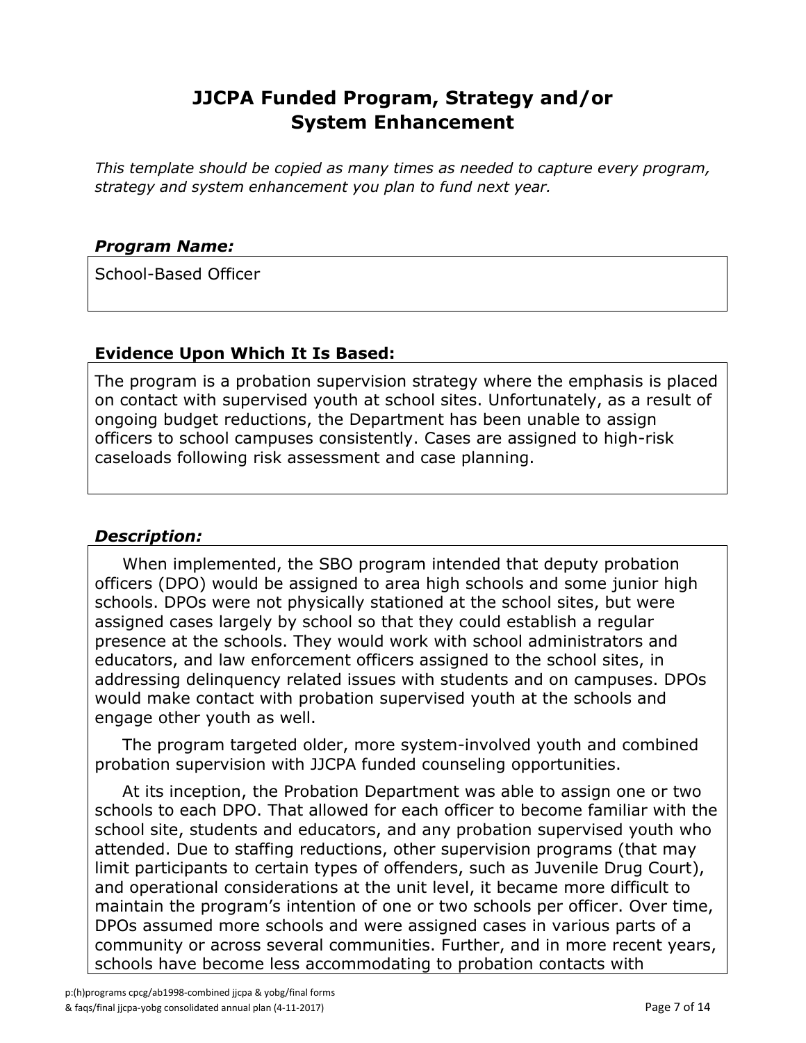# JJCPA Funded Program, Strategy and/or System Enhancement

*This template should be copied as many times as needed to capture every program, strategy and system enhancement you plan to fund next year.*

### ***Program Name:***

School-Based Officer

### **Evidence Upon Which It Is Based:**

The program is a probation supervision strategy where the emphasis is placed on contact with supervised youth at school sites. Unfortunately, as a result of ongoing budget reductions, the Department has been unable to assign officers to school campuses consistently. Cases are assigned to high-risk caseloads following risk assessment and case planning.

### ***Description:***

When implemented, the SBO program intended that deputy probation officers (DPO) would be assigned to area high schools and some junior high schools. DPOs were not physically stationed at the school sites, but were assigned cases largely by school so that they could establish a regular presence at the schools. They would work with school administrators and educators, and law enforcement officers assigned to the school sites, in addressing delinquency related issues with students and on campuses. DPOs would make contact with probation supervised youth at the schools and engage other youth as well.

The program targeted older, more system-involved youth and combined probation supervision with JJCPA funded counseling opportunities.

At its inception, the Probation Department was able to assign one or two schools to each DPO. That allowed for each officer to become familiar with the school site, students and educators, and any probation supervised youth who attended. Due to staffing reductions, other supervision programs (that may limit participants to certain types of offenders, such as Juvenile Drug Court), and operational considerations at the unit level, it became more difficult to maintain the program's intention of one or two schools per officer. Over time, DPOs assumed more schools and were assigned cases in various parts of a community or across several communities. Further, and in more recent years, schools have become less accommodating to probation contacts with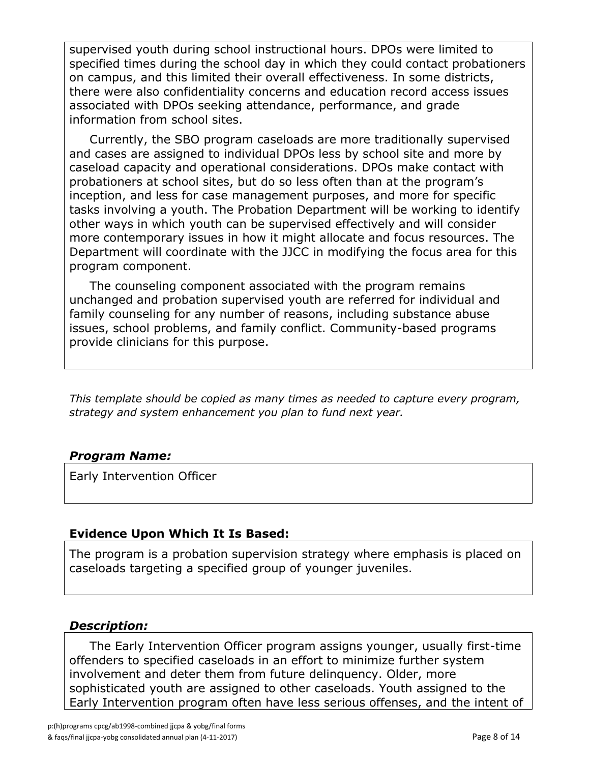supervised youth during school instructional hours. DPOs were limited to specified times during the school day in which they could contact probationers on campus, and this limited their overall effectiveness. In some districts, there were also confidentiality concerns and education record access issues associated with DPOs seeking attendance, performance, and grade information from school sites.

Currently, the SBO program caseloads are more traditionally supervised and cases are assigned to individual DPOs less by school site and more by caseload capacity and operational considerations. DPOs make contact with probationers at school sites, but do so less often than at the program's inception, and less for case management purposes, and more for specific tasks involving a youth. The Probation Department will be working to identify other ways in which youth can be supervised effectively and will consider more contemporary issues in how it might allocate and focus resources. The Department will coordinate with the JJCC in modifying the focus area for this program component.

The counseling component associated with the program remains unchanged and probation supervised youth are referred for individual and family counseling for any number of reasons, including substance abuse issues, school problems, and family conflict. Community-based programs provide clinicians for this purpose.

*This template should be copied as many times as needed to capture every program, strategy and system enhancement you plan to fund next year.*

***Program Name:***

Early Intervention Officer

**Evidence Upon Which It Is Based:**

The program is a probation supervision strategy where emphasis is placed on caseloads targeting a specified group of younger juveniles.

***Description:***

The Early Intervention Officer program assigns younger, usually first-time offenders to specified caseloads in an effort to minimize further system involvement and deter them from future delinquency. Older, more sophisticated youth are assigned to other caseloads. Youth assigned to the Early Intervention program often have less serious offenses, and the intent of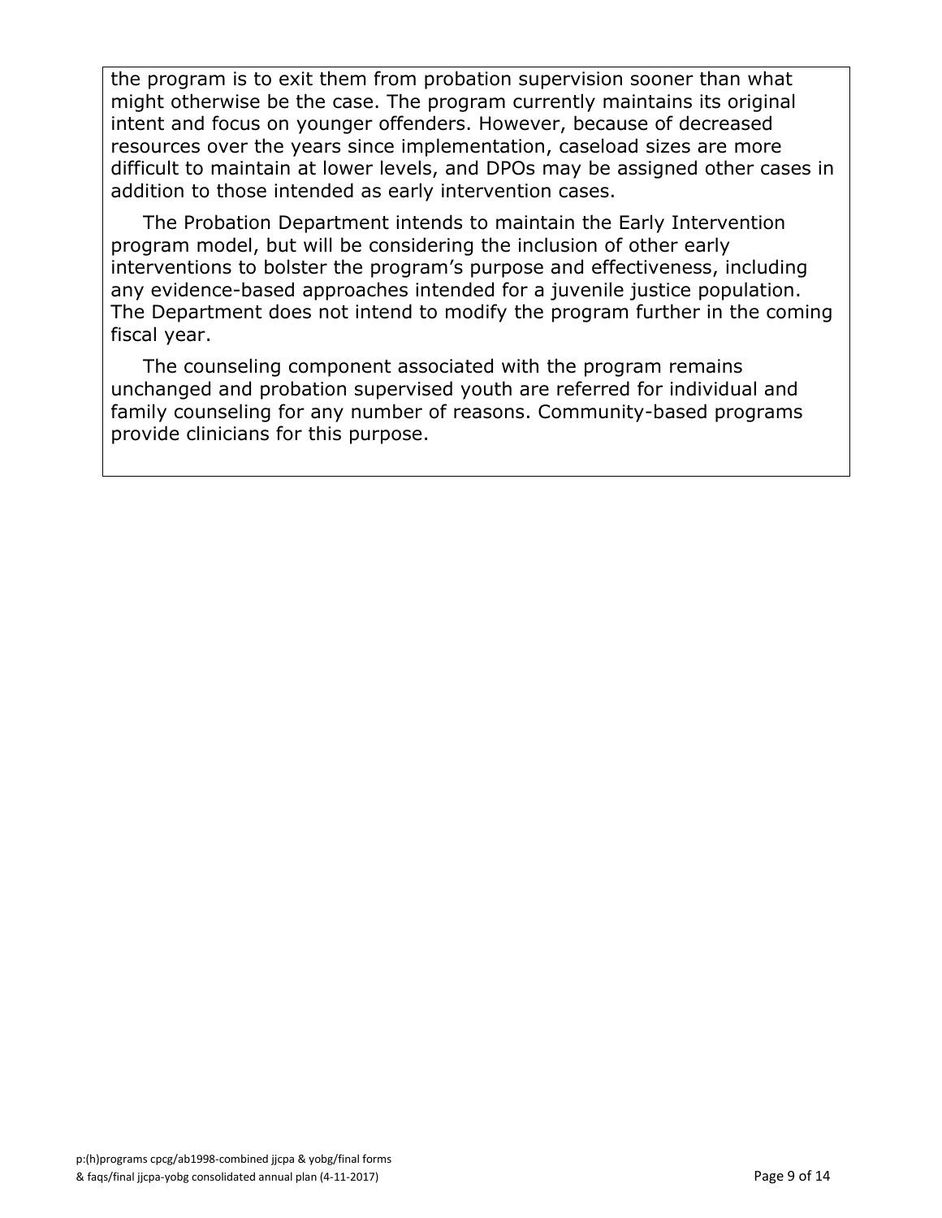the program is to exit them from probation supervision sooner than what might otherwise be the case. The program currently maintains its original intent and focus on younger offenders. However, because of decreased resources over the years since implementation, caseload sizes are more difficult to maintain at lower levels, and DPOs may be assigned other cases in addition to those intended as early intervention cases.

The Probation Department intends to maintain the Early Intervention program model, but will be considering the inclusion of other early interventions to bolster the program's purpose and effectiveness, including any evidence-based approaches intended for a juvenile justice population. The Department does not intend to modify the program further in the coming fiscal year.

The counseling component associated with the program remains unchanged and probation supervised youth are referred for individual and family counseling for any number of reasons. Community-based programs provide clinicians for this purpose.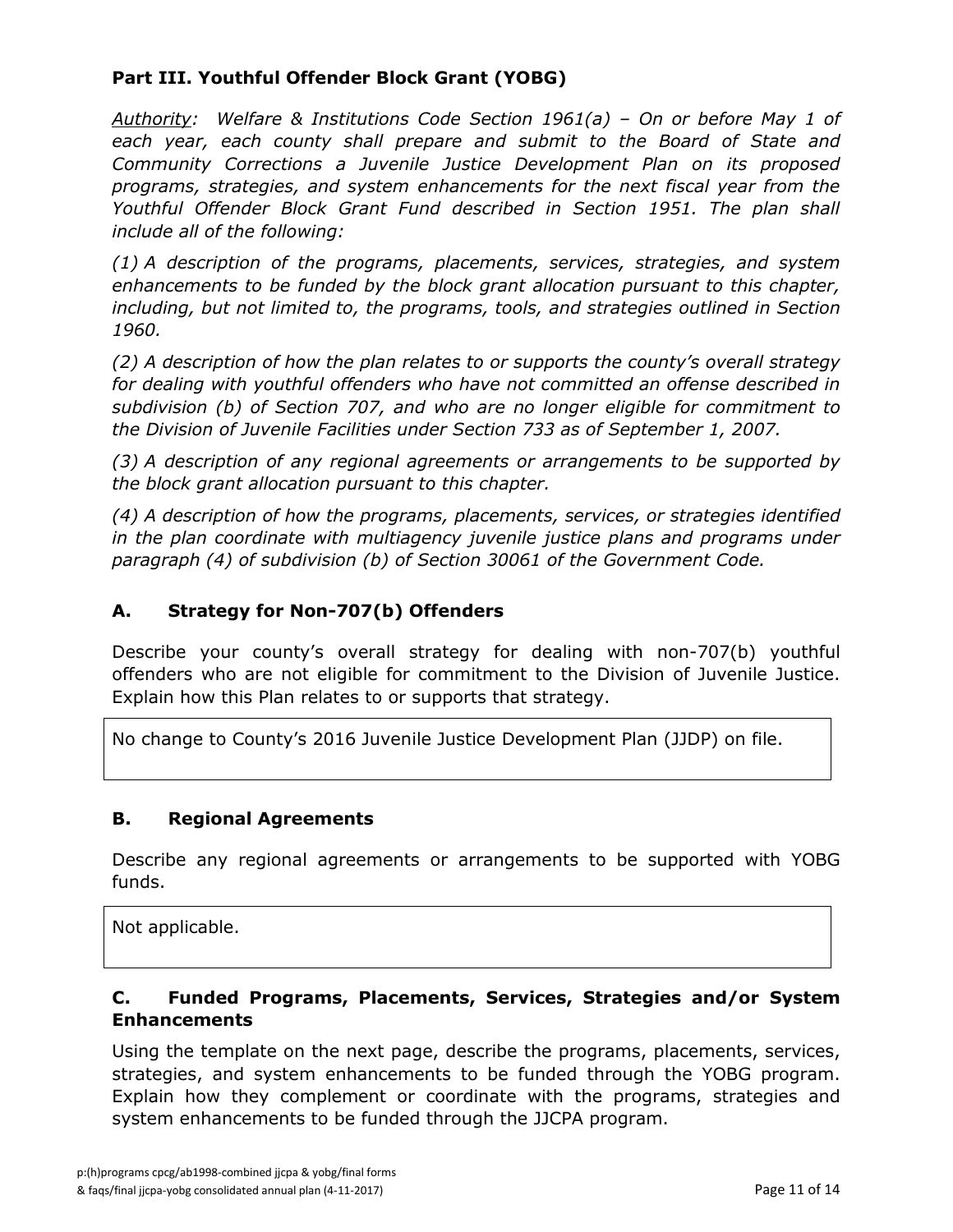## Part III. Youthful Offender Block Grant (YOBG)

*Authority: Welfare & Institutions Code Section 1961(a) – On or before May 1 of each year, each county shall prepare and submit to the Board of State and Community Corrections a Juvenile Justice Development Plan on its proposed programs, strategies, and system enhancements for the next fiscal year from the Youthful Offender Block Grant Fund described in Section 1951. The plan shall include all of the following:*

*(1) A description of the programs, placements, services, strategies, and system enhancements to be funded by the block grant allocation pursuant to this chapter, including, but not limited to, the programs, tools, and strategies outlined in Section 1960.*

*(2) A description of how the plan relates to or supports the county's overall strategy for dealing with youthful offenders who have not committed an offense described in subdivision (b) of Section 707, and who are no longer eligible for commitment to the Division of Juvenile Facilities under Section 733 as of September 1, 2007.*

*(3) A description of any regional agreements or arrangements to be supported by the block grant allocation pursuant to this chapter.*

*(4) A description of how the programs, placements, services, or strategies identified in the plan coordinate with multiagency juvenile justice plans and programs under paragraph (4) of subdivision (b) of Section 30061 of the Government Code.*

### A. Strategy for Non-707(b) Offenders

Describe your county's overall strategy for dealing with non-707(b) youthful offenders who are not eligible for commitment to the Division of Juvenile Justice. Explain how this Plan relates to or supports that strategy.

No change to County's 2016 Juvenile Justice Development Plan (JJDP) on file.

### B. Regional Agreements

Describe any regional agreements or arrangements to be supported with YOBG funds.

Not applicable.

### C. Funded Programs, Placements, Services, Strategies and/or System Enhancements

Using the template on the next page, describe the programs, placements, services, strategies, and system enhancements to be funded through the YOBG program. Explain how they complement or coordinate with the programs, strategies and system enhancements to be funded through the JJCPA program.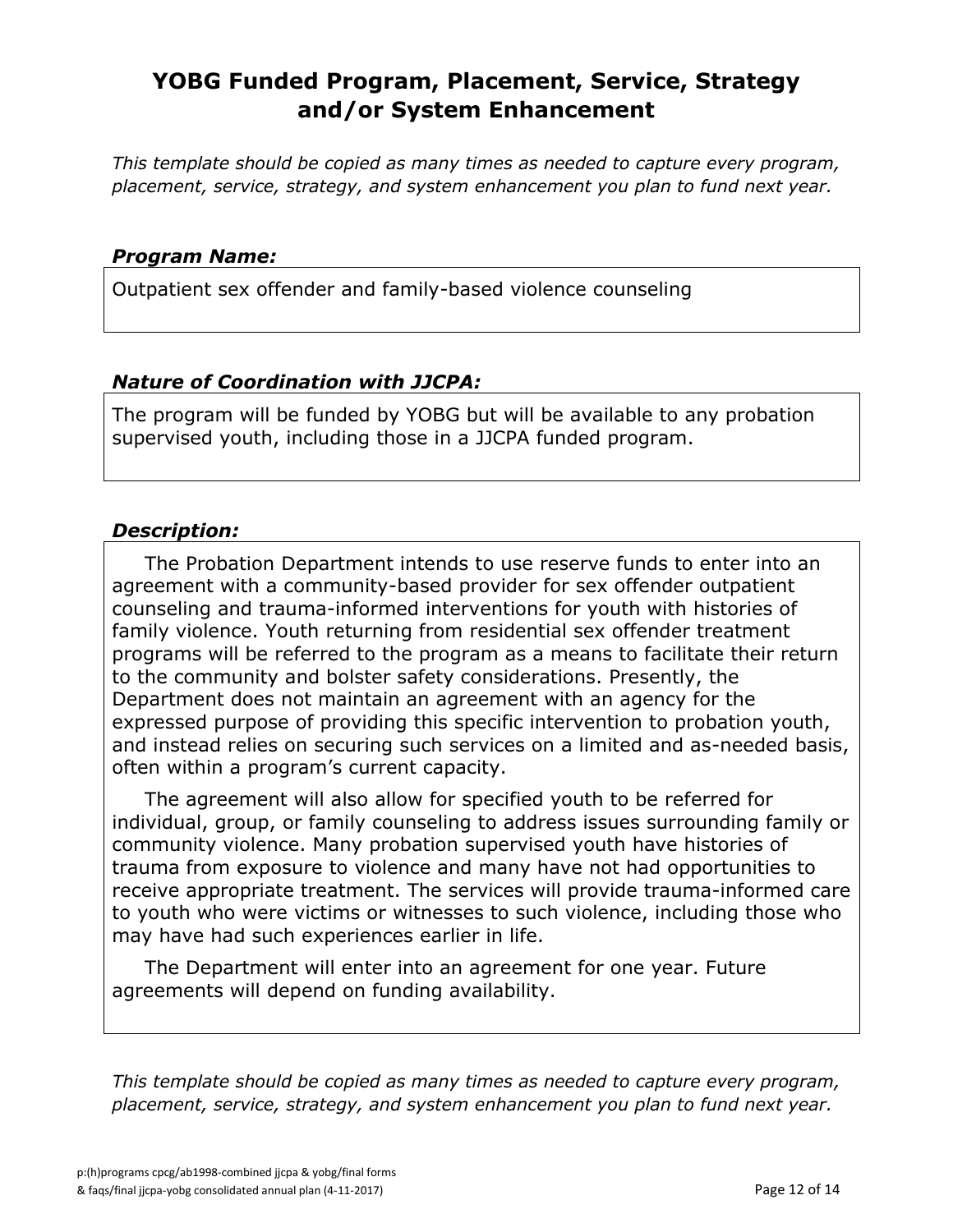## YOBG Funded Program, Placement, Service, Strategy and/or System Enhancement

*This template should be copied as many times as needed to capture every program, placement, service, strategy, and system enhancement you plan to fund next year.*

### *Program Name:*

Outpatient sex offender and family-based violence counseling

### *Nature of Coordination with JJCPA:*

The program will be funded by YOBG but will be available to any probation supervised youth, including those in a JJCPA funded program.

### *Description:*

The Probation Department intends to use reserve funds to enter into an agreement with a community-based provider for sex offender outpatient counseling and trauma-informed interventions for youth with histories of family violence. Youth returning from residential sex offender treatment programs will be referred to the program as a means to facilitate their return to the community and bolster safety considerations. Presently, the Department does not maintain an agreement with an agency for the expressed purpose of providing this specific intervention to probation youth, and instead relies on securing such services on a limited and as-needed basis, often within a program's current capacity.

The agreement will also allow for specified youth to be referred for individual, group, or family counseling to address issues surrounding family or community violence. Many probation supervised youth have histories of trauma from exposure to violence and many have not had opportunities to receive appropriate treatment. The services will provide trauma-informed care to youth who were victims or witnesses to such violence, including those who may have had such experiences earlier in life.

The Department will enter into an agreement for one year. Future agreements will depend on funding availability.

*This template should be copied as many times as needed to capture every program, placement, service, strategy, and system enhancement you plan to fund next year.*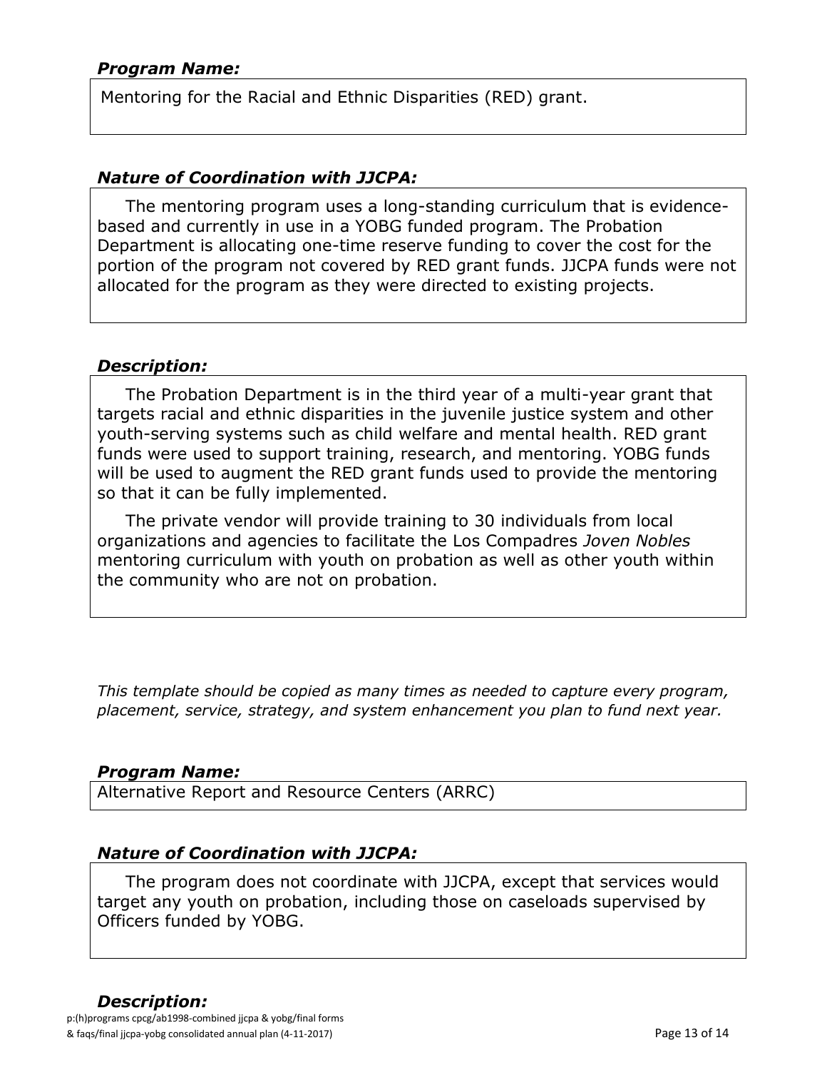***Program Name:***

Mentoring for the Racial and Ethnic Disparities (RED) grant.

***Nature of Coordination with JJCPA:***

The mentoring program uses a long-standing curriculum that is evidence-based and currently in use in a YOBG funded program. The Probation Department is allocating one-time reserve funding to cover the cost for the portion of the program not covered by RED grant funds. JJCPA funds were not allocated for the program as they were directed to existing projects.

***Description:***

The Probation Department is in the third year of a multi-year grant that targets racial and ethnic disparities in the juvenile justice system and other youth-serving systems such as child welfare and mental health. RED grant funds were used to support training, research, and mentoring. YOBG funds will be used to augment the RED grant funds used to provide the mentoring so that it can be fully implemented.

The private vendor will provide training to 30 individuals from local organizations and agencies to facilitate the Los Compadres *Joven Nobles* mentoring curriculum with youth on probation as well as other youth within the community who are not on probation.

*This template should be copied as many times as needed to capture every program, placement, service, strategy, and system enhancement you plan to fund next year.*

***Program Name:***

Alternative Report and Resource Centers (ARRC)

***Nature of Coordination with JJCPA:***

The program does not coordinate with JJCPA, except that services would target any youth on probation, including those on caseloads supervised by Officers funded by YOBG.

***Description:***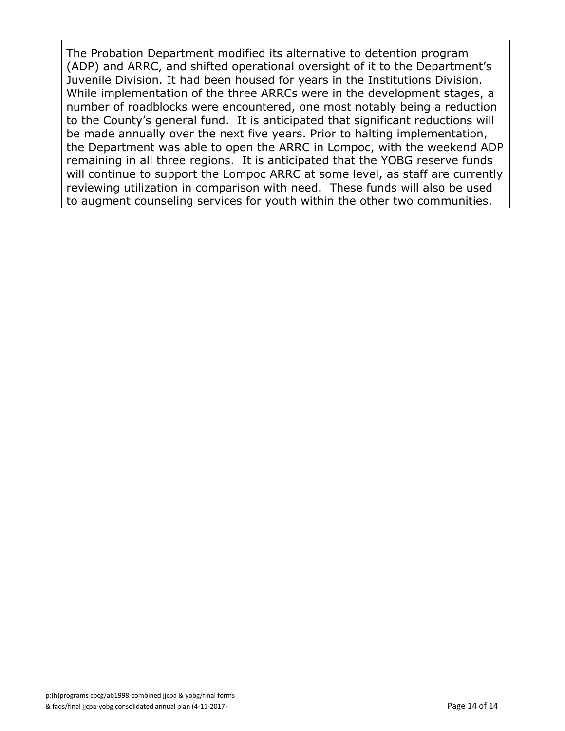The Probation Department modified its alternative to detention program (ADP) and ARRC, and shifted operational oversight of it to the Department's Juvenile Division. It had been housed for years in the Institutions Division. While implementation of the three ARRCs were in the development stages, a number of roadblocks were encountered, one most notably being a reduction to the County's general fund. It is anticipated that significant reductions will be made annually over the next five years. Prior to halting implementation, the Department was able to open the ARRC in Lompoc, with the weekend ADP remaining in all three regions. It is anticipated that the YOBG reserve funds will continue to support the Lompoc ARRC at some level, as staff are currently reviewing utilization in comparison with need. These funds will also be used to augment counseling services for youth within the other two communities.